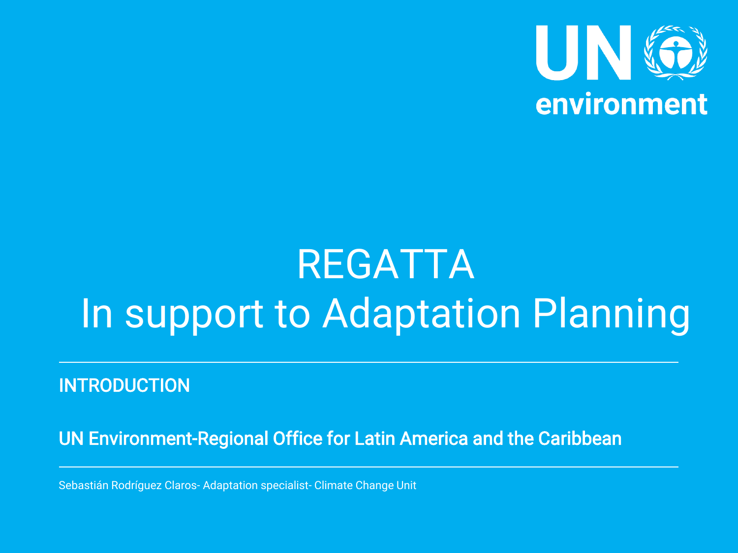UN environment

# REGATTA
# In support to Adaptation Planning

**INTRODUCTION**

**UN Environment-Regional Office for Latin America and the Caribbean**

Sebastián Rodríguez Claros- Adaptation specialist- Climate Change Unit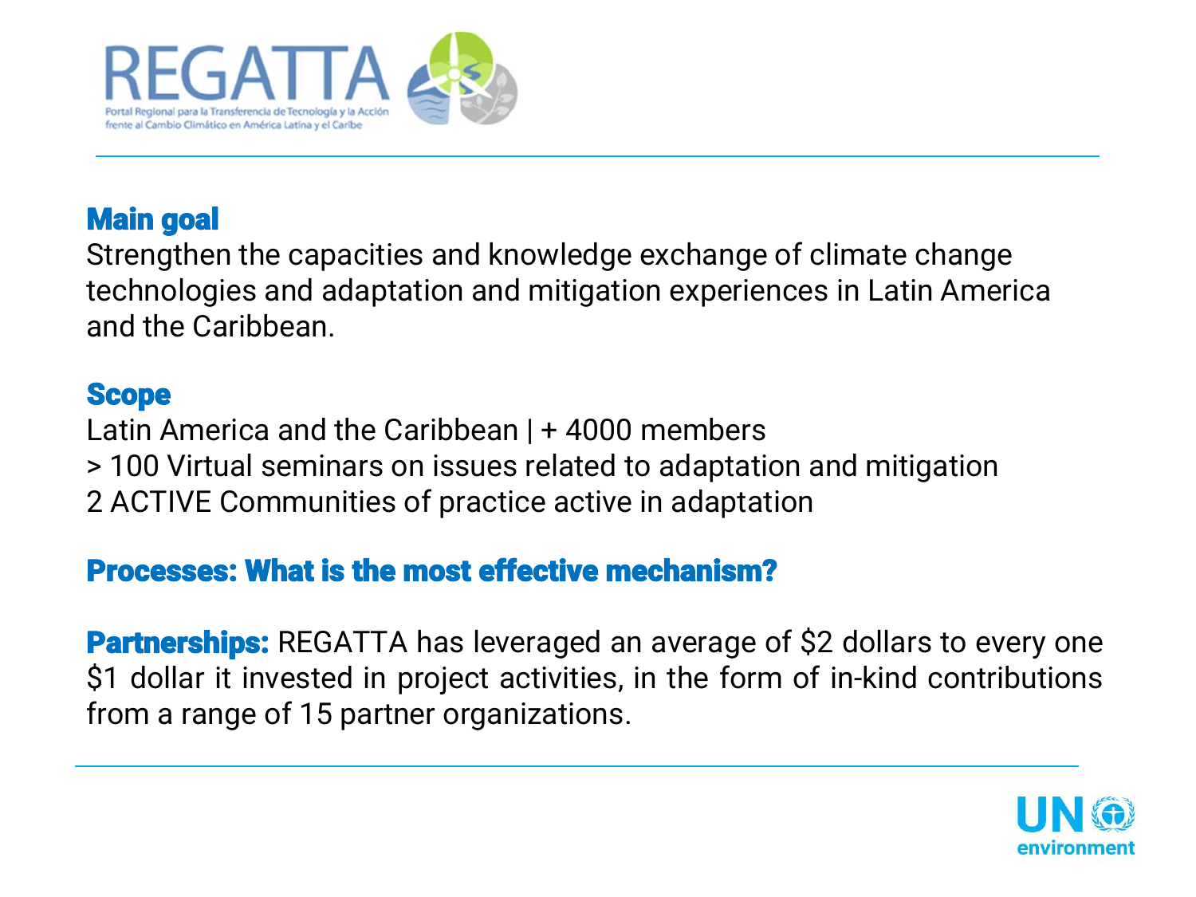# REGATTA

Portal Regional para la Transferencia de Tecnología y la Acción frente al Cambio Climático en América Latina y el Caribe

**Main goal**

Strengthen the capacities and knowledge exchange of climate change technologies and adaptation and mitigation experiences in Latin America and the Caribbean.

**Scope**

Latin America and the Caribbean | + 4000 members

> 100 Virtual seminars on issues related to adaptation and mitigation

2 ACTIVE Communities of practice active in adaptation

**Processes: What is the most effective mechanism?**

**Partnerships:** REGATTA has leveraged an average of $2 dollars to every one $1 dollar it invested in project activities, in the form of in-kind contributions from a range of 15 partner organizations.

UN environment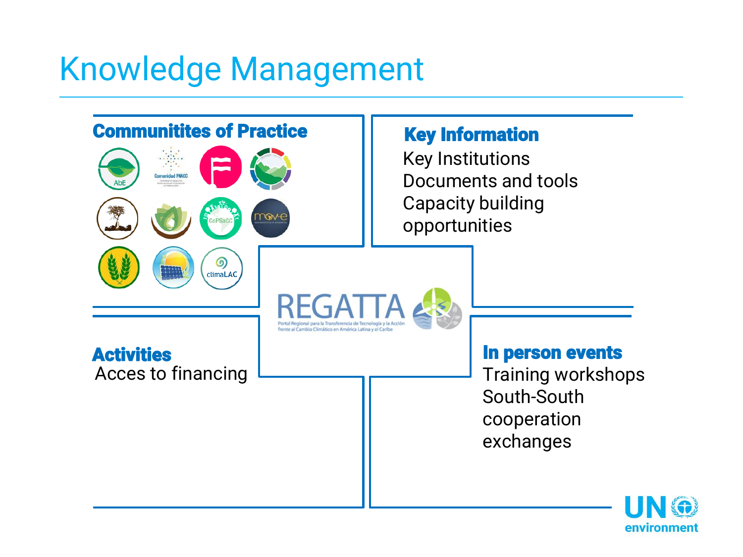# Knowledge Management

## Communitites of Practice

AbE

Comunidad PNACC

CoPSaCC

move

climaLAC

## Key Information

Key Institutions
Documents and tools
Capacity building opportunities

REGATTA

Portal Regional para la Transferencia de Tecnología y la Acción frente al Cambio Climático en América Latina y el Caribe

## Activities

Acces to financing

## In person events

Training workshops
South-South cooperation exchanges

UN environment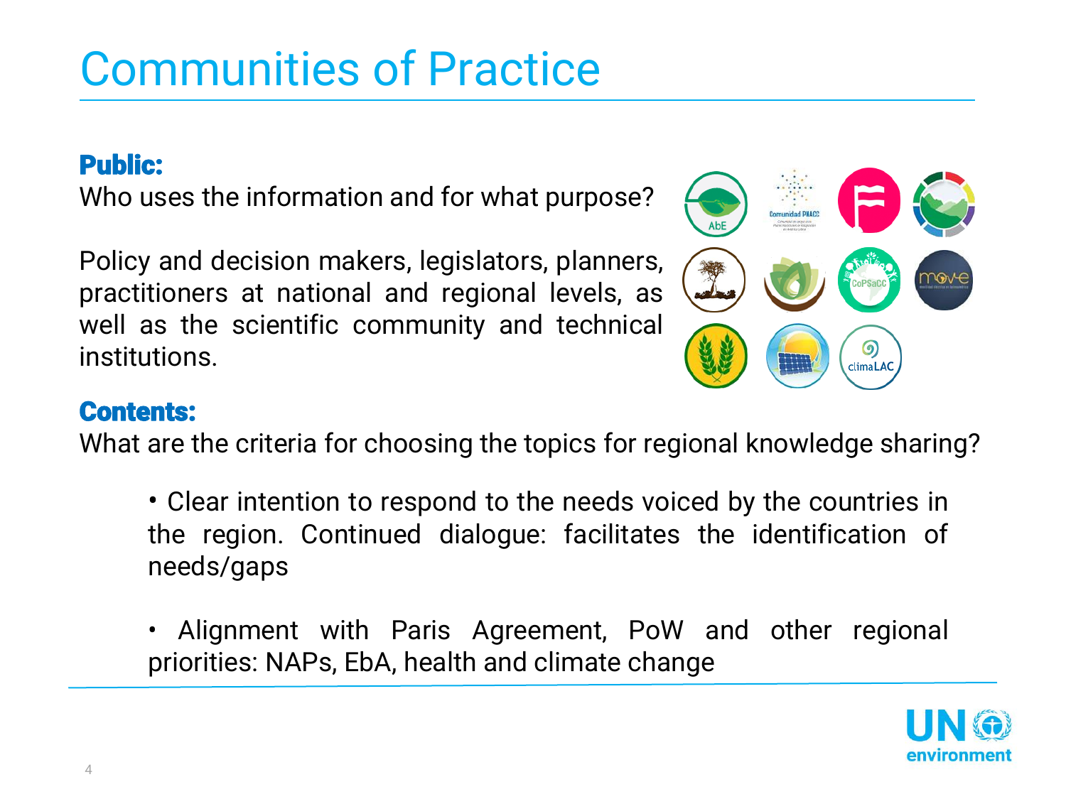# Communities of Practice

**Public:**

Who uses the information and for what purpose?

Policy and decision makers, legislators, planners, practitioners at national and regional levels, as well as the scientific community and technical institutions.

**Contents:**

What are the criteria for choosing the topics for regional knowledge sharing?

- Clear intention to respond to the needs voiced by the countries in the region. Continued dialogue: facilitates the identification of needs/gaps
- Alignment with Paris Agreement, PoW and other regional priorities: NAPs, EbA, health and climate change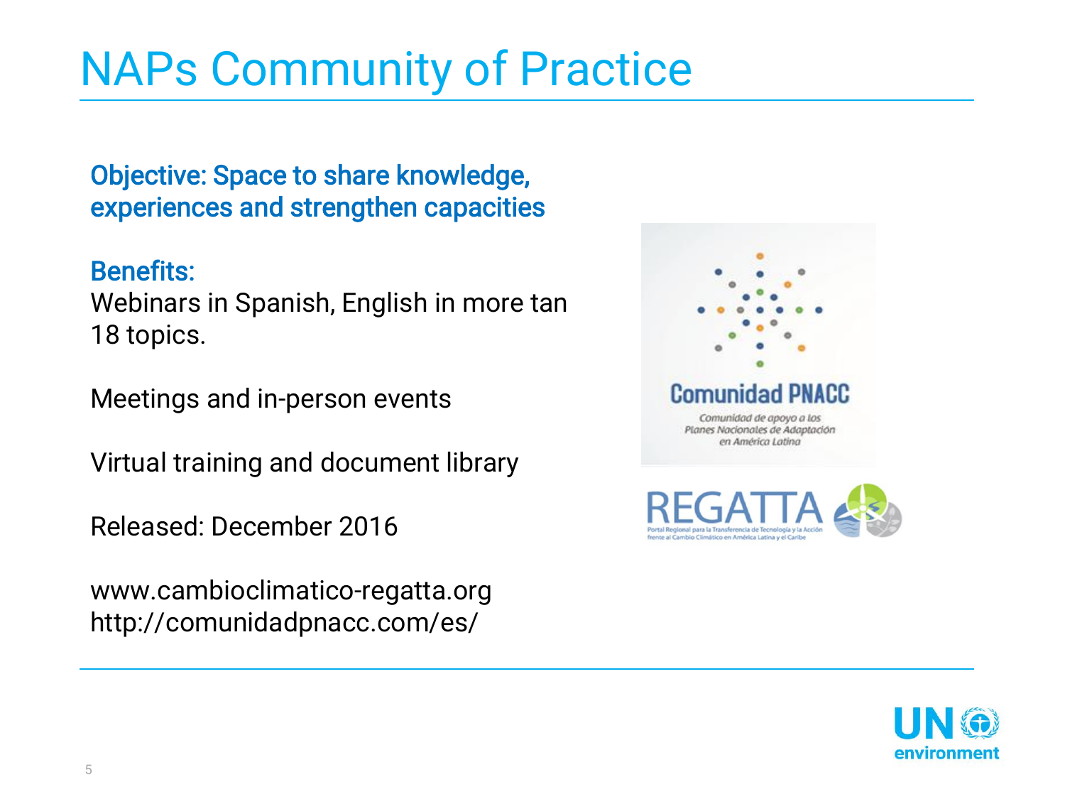# NAPs Community of Practice

**Objective: Space to share knowledge, experiences and strengthen capacities**

**Benefits:**

Webinars in Spanish, English in more tan 18 topics.

Meetings and in-person events

Virtual training and document library

Released: December 2016

www.cambioclimatico-regatta.org
http://comunidadpnacc.com/es/

Comunidad PNACC

Comunidad de apoyo a los Planes Nacionales de Adaptación en América Latina

REGATTA

Portal Regional para la Transferencia de Tecnología y la Acción frente al Cambio Climático en América Latina y el Caribe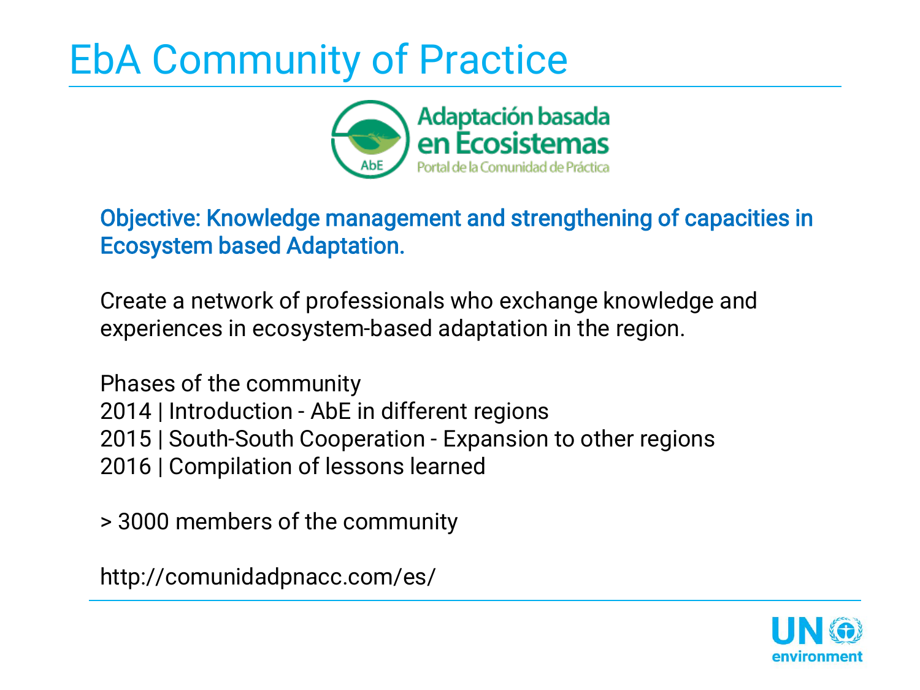# EbA Community of Practice

Adaptación basada en Ecosistemas
Portal de la Comunidad de Práctica

**Objective: Knowledge management and strengthening of capacities in Ecosystem based Adaptation.**

Create a network of professionals who exchange knowledge and experiences in ecosystem-based adaptation in the region.

Phases of the community
2014 | Introduction - AbE in different regions
2015 | South-South Cooperation - Expansion to other regions
2016 | Compilation of lessons learned

> 3000 members of the community

http://comunidadpnacc.com/es/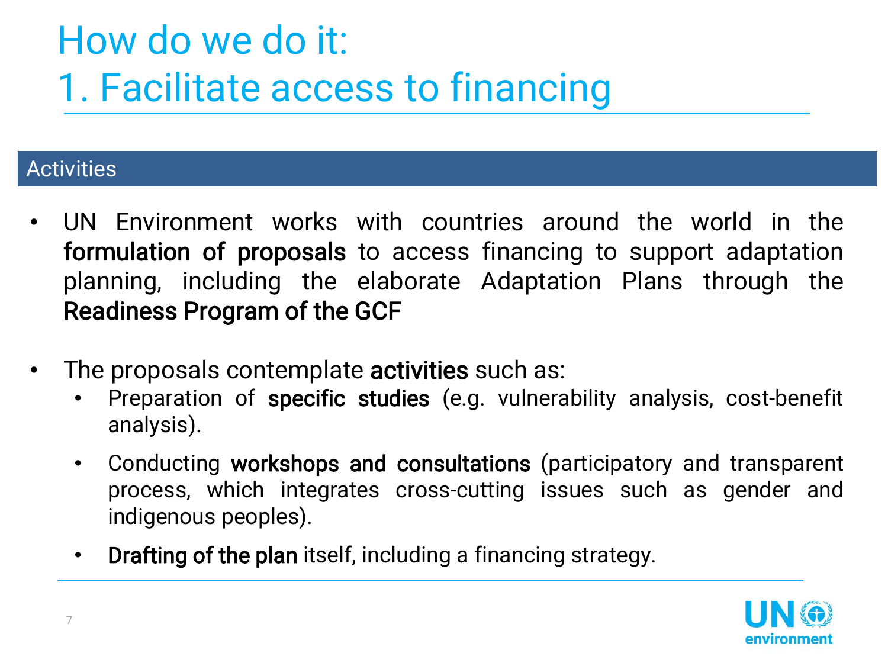# How do we do it:
# 1. Facilitate access to financing

## Activities

- UN Environment works with countries around the world in the **formulation of proposals** to access financing to support adaptation planning, including the elaborate Adaptation Plans through the **Readiness Program of the GCF**

- The proposals contemplate **activities** such as:
  - Preparation of **specific studies** (e.g. vulnerability analysis, cost-benefit analysis).
  - Conducting **workshops and consultations** (participatory and transparent process, which integrates cross-cutting issues such as gender and indigenous peoples).
  - **Drafting of the plan** itself, including a financing strategy.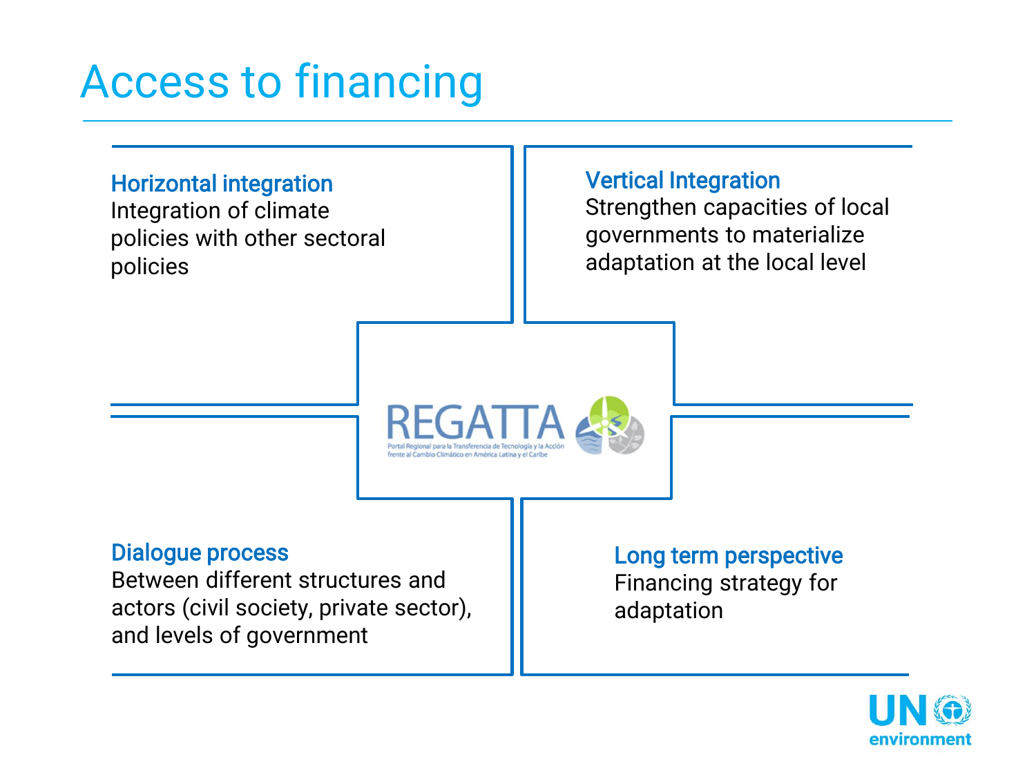# Access to financing

### Horizontal integration

Integration of climate policies with other sectoral policies

### Vertical Integration

Strengthen capacities of local governments to materialize adaptation at the local level

REGATTA

Portal Regional para la Transferencia de Tecnología y la Acción frente al Cambio Climático en América Latina y el Caribe

### Dialogue process

Between different structures and actors (civil society, private sector), and levels of government

### Long term perspective

Financing strategy for adaptation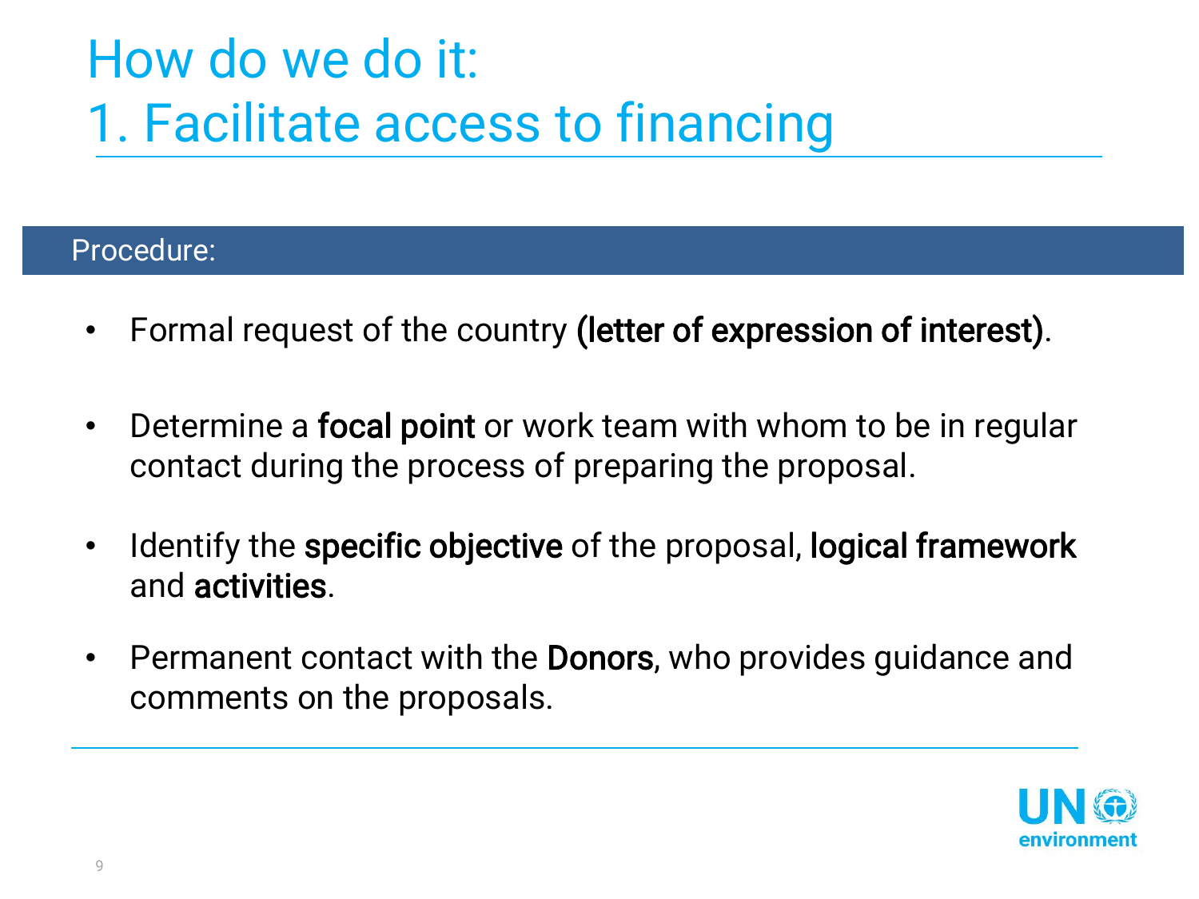# How do we do it:
# 1. Facilitate access to financing

## Procedure:

- Formal request of the country **(letter of expression of interest)**.
- Determine a **focal point** or work team with whom to be in regular contact during the process of preparing the proposal.
- Identify the **specific objective** of the proposal, **logical framework** and **activities**.
- Permanent contact with the **Donors**, who provides guidance and comments on the proposals.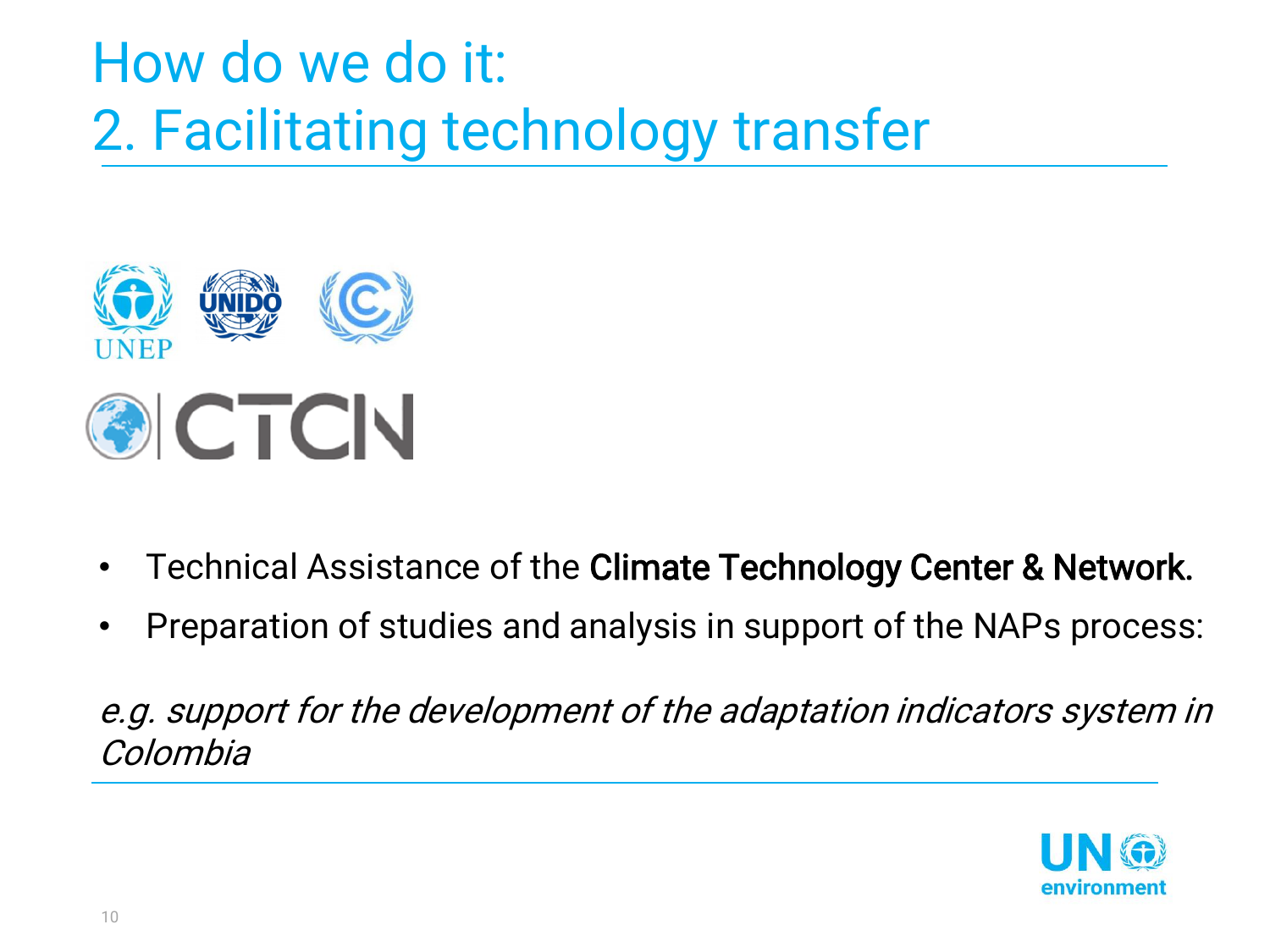# How do we do it:
# 2. Facilitating technology transfer

- Technical Assistance of the **Climate Technology Center & Network.**
- Preparation of studies and analysis in support of the NAPs process:

*e.g. support for the development of the adaptation indicators system in Colombia*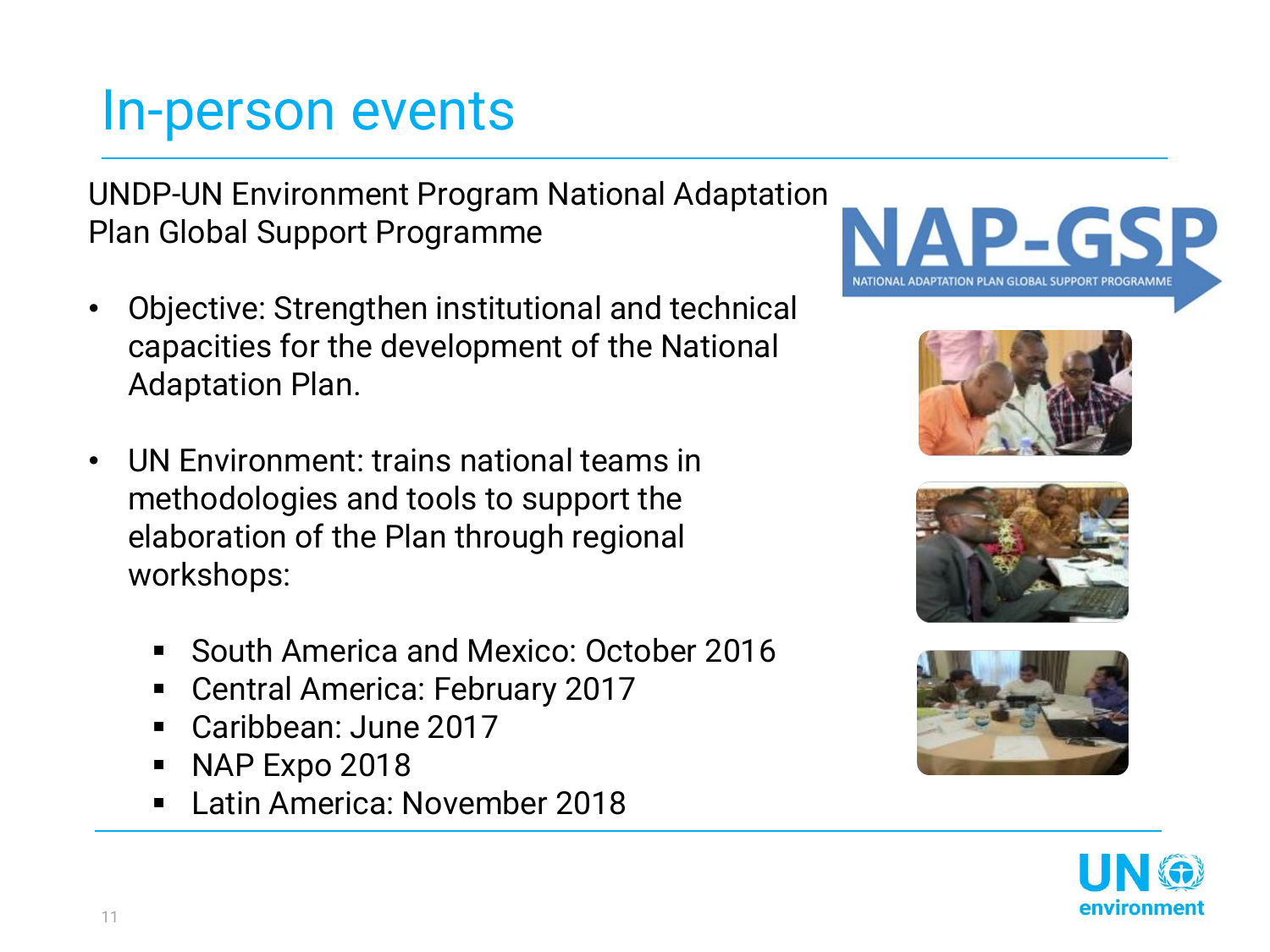# In-person events

UNDP-UN Environment Program National Adaptation Plan Global Support Programme

- Objective: Strengthen institutional and technical capacities for the development of the National Adaptation Plan.

- UN Environment: trains national teams in methodologies and tools to support the elaboration of the Plan through regional workshops:

  - South America and Mexico: October 2016
  - Central America: February 2017
  - Caribbean: June 2017
  - NAP Expo 2018
  - Latin America: November 2018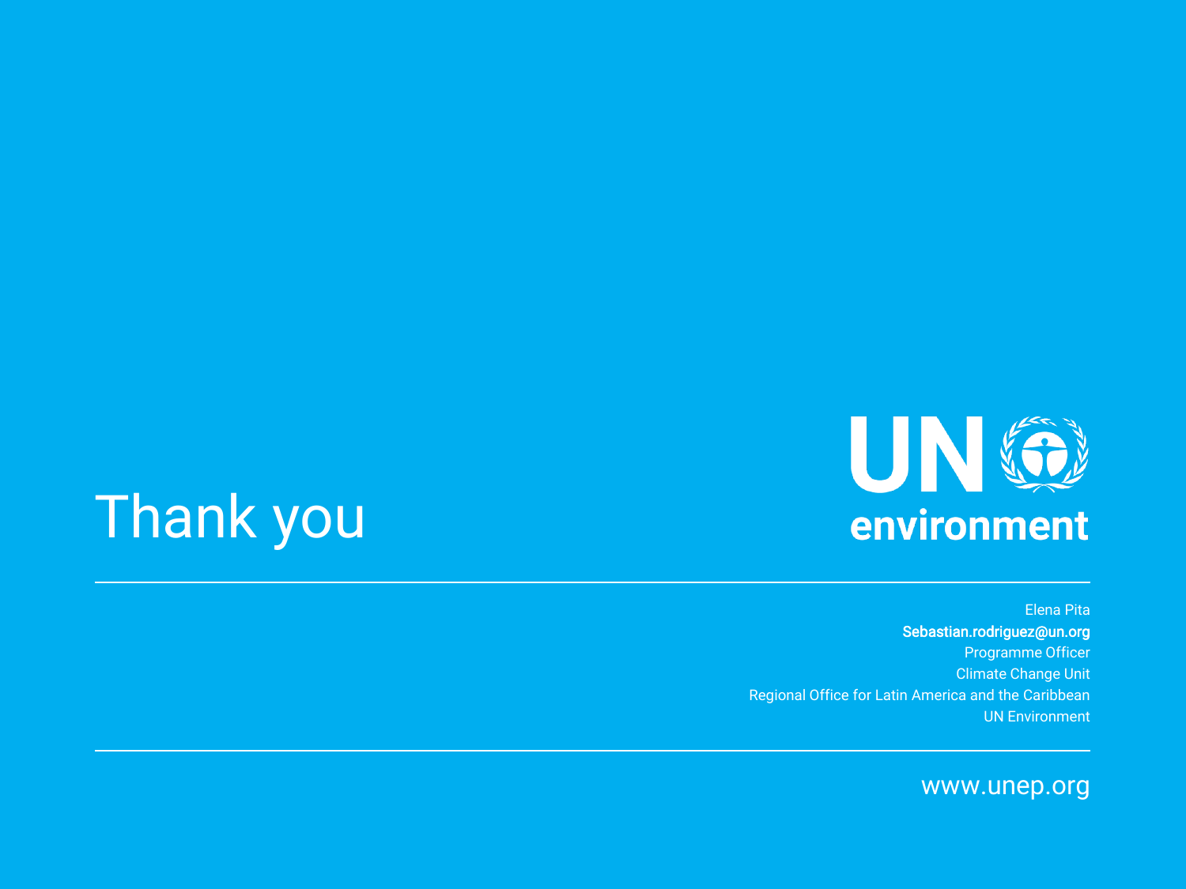# Thank you

UN environment

Elena Pita
Sebastian.rodriguez@un.org
Programme Officer
Climate Change Unit
Regional Office for Latin America and the Caribbean
UN Environment

www.unep.org